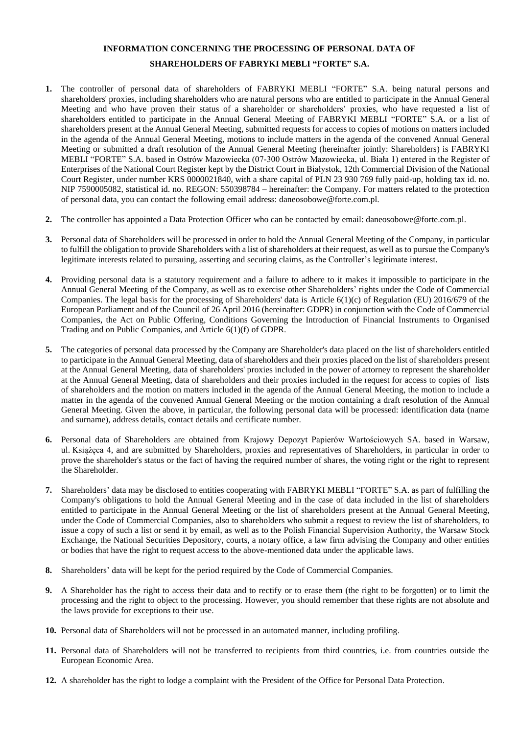# INFORMATION CONCERNING THE PROCESSING OF PERSONAL DATA OF SHAREHOLDERS OF FABRYKI MEBLI "FORTE" S.A.

**1.** The controller of personal data of shareholders of FABRYKI MEBLI "FORTE" S.A. being natural persons and shareholders' proxies, including shareholders who are natural persons who are entitled to participate in the Annual General Meeting and who have proven their status of a shareholder or shareholders' proxies, who have requested a list of shareholders entitled to participate in the Annual General Meeting of FABRYKI MEBLI "FORTE" S.A. or a list of shareholders present at the Annual General Meeting, submitted requests for access to copies of motions on matters included in the agenda of the Annual General Meeting, motions to include matters in the agenda of the convened Annual General Meeting or submitted a draft resolution of the Annual General Meeting (hereinafter jointly: Shareholders) is FABRYKI MEBLI "FORTE" S.A. based in Ostrów Mazowiecka (07-300 Ostrów Mazowiecka, ul. Biała 1) entered in the Register of Enterprises of the National Court Register kept by the District Court in Białystok, 12th Commercial Division of the National Court Register, under number KRS 0000021840, with a share capital of PLN 23 930 769 fully paid-up, holding tax id. no. NIP 7590005082, statistical id. no. REGON: 550398784 – hereinafter: the Company. For matters related to the protection of personal data, you can contact the following email address: daneosobowe@forte.com.pl.

**2.** The controller has appointed a Data Protection Officer who can be contacted by email: daneosobowe@forte.com.pl.

**3.** Personal data of Shareholders will be processed in order to hold the Annual General Meeting of the Company, in particular to fulfill the obligation to provide Shareholders with a list of shareholders at their request, as well as to pursue the Company's legitimate interests related to pursuing, asserting and securing claims, as the Controller's legitimate interest.

**4.** Providing personal data is a statutory requirement and a failure to adhere to it makes it impossible to participate in the Annual General Meeting of the Company, as well as to exercise other Shareholders' rights under the Code of Commercial Companies. The legal basis for the processing of Shareholders' data is Article 6(1)(c) of Regulation (EU) 2016/679 of the European Parliament and of the Council of 26 April 2016 (hereinafter: GDPR) in conjunction with the Code of Commercial Companies, the Act on Public Offering, Conditions Governing the Introduction of Financial Instruments to Organised Trading and on Public Companies, and Article 6(1)(f) of GDPR.

**5.** The categories of personal data processed by the Company are Shareholder's data placed on the list of shareholders entitled to participate in the Annual General Meeting, data of shareholders and their proxies placed on the list of shareholders present at the Annual General Meeting, data of shareholders' proxies included in the power of attorney to represent the shareholder at the Annual General Meeting, data of shareholders and their proxies included in the request for access to copies of lists of shareholders and the motion on matters included in the agenda of the Annual General Meeting, the motion to include a matter in the agenda of the convened Annual General Meeting or the motion containing a draft resolution of the Annual General Meeting. Given the above, in particular, the following personal data will be processed: identification data (name and surname), address details, contact details and certificate number.

**6.** Personal data of Shareholders are obtained from Krajowy Depozyt Papierów Wartościowych SA. based in Warsaw, ul. Książęca 4, and are submitted by Shareholders, proxies and representatives of Shareholders, in particular in order to prove the shareholder's status or the fact of having the required number of shares, the voting right or the right to represent the Shareholder.

**7.** Shareholders' data may be disclosed to entities cooperating with FABRYKI MEBLI "FORTE" S.A. as part of fulfilling the Company's obligations to hold the Annual General Meeting and in the case of data included in the list of shareholders entitled to participate in the Annual General Meeting or the list of shareholders present at the Annual General Meeting, under the Code of Commercial Companies, also to shareholders who submit a request to review the list of shareholders, to issue a copy of such a list or send it by email, as well as to the Polish Financial Supervision Authority, the Warsaw Stock Exchange, the National Securities Depository, courts, a notary office, a law firm advising the Company and other entities or bodies that have the right to request access to the above-mentioned data under the applicable laws.

**8.** Shareholders' data will be kept for the period required by the Code of Commercial Companies.

**9.** A Shareholder has the right to access their data and to rectify or to erase them (the right to be forgotten) or to limit the processing and the right to object to the processing. However, you should remember that these rights are not absolute and the laws provide for exceptions to their use.

**10.** Personal data of Shareholders will not be processed in an automated manner, including profiling.

**11.** Personal data of Shareholders will not be transferred to recipients from third countries, i.e. from countries outside the European Economic Area.

**12.** A shareholder has the right to lodge a complaint with the President of the Office for Personal Data Protection.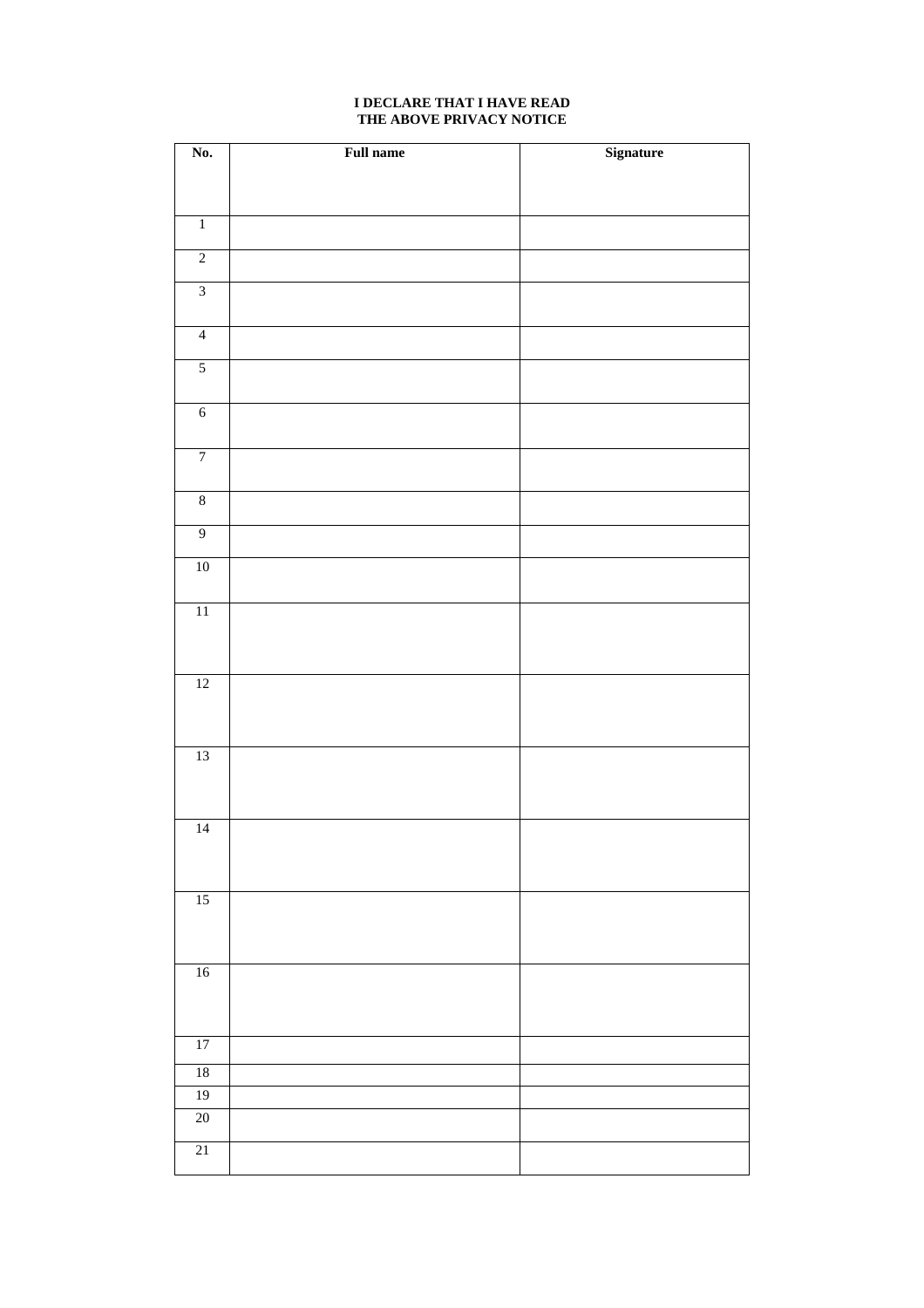**I DECLARE THAT I HAVE READ THE ABOVE PRIVACY NOTICE**

| No. | Full name | Signature |
| --- | --- | --- |
| 1 | | |
| 2 | | |
| 3 | | |
| 4 | | |
| 5 | | |
| 6 | | |
| 7 | | |
| 8 | | |
| 9 | | |
| 10 | | |
| 11 | | |
| 12 | | |
| 13 | | |
| 14 | | |
| 15 | | |
| 16 | | |
| 17 | | |
| 18 | | |
| 19 | | |
| 20 | | |
| 21 | | |